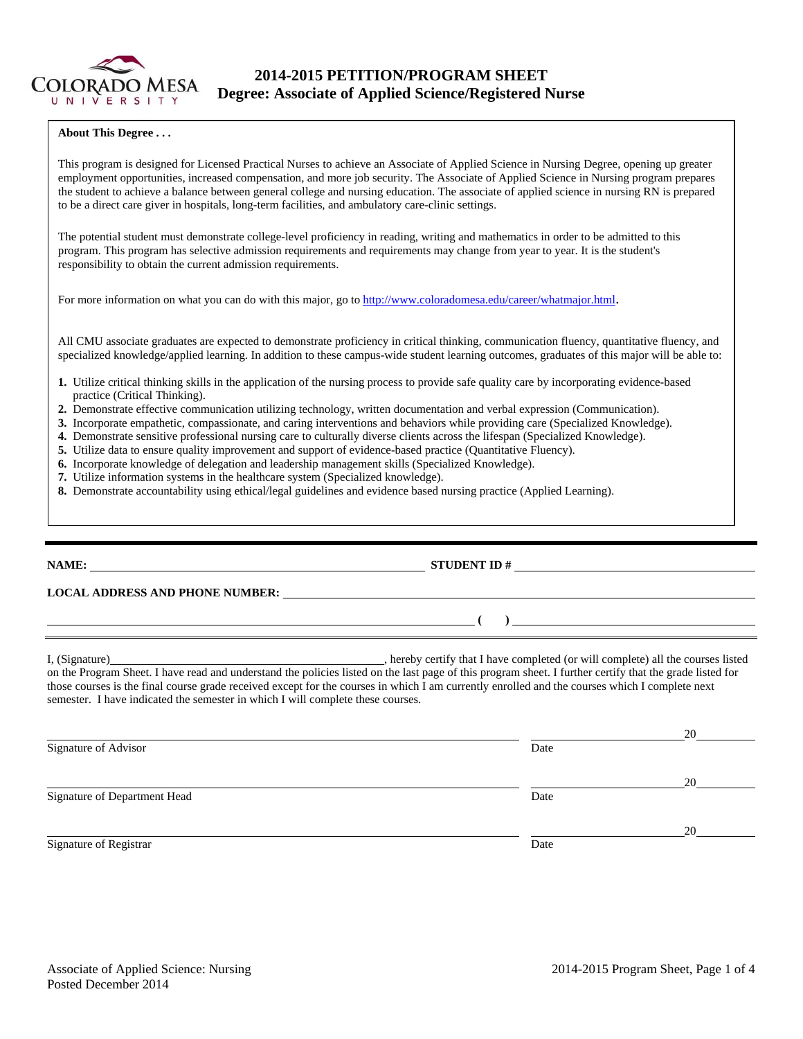# 2014-2015 PETITION/PROGRAM SHEET
## Degree: Associate of Applied Science/Registered Nurse

**About This Degree . . .**

This program is designed for Licensed Practical Nurses to achieve an Associate of Applied Science in Nursing Degree, opening up greater employment opportunities, increased compensation, and more job security. The Associate of Applied Science in Nursing program prepares the student to achieve a balance between general college and nursing education. The associate of applied science in nursing RN is prepared to be a direct care giver in hospitals, long-term facilities, and ambulatory care-clinic settings.

The potential student must demonstrate college-level proficiency in reading, writing and mathematics in order to be admitted to this program. This program has selective admission requirements and requirements may change from year to year. It is the student's responsibility to obtain the current admission requirements.

For more information on what you can do with this major, go to http://www.coloradomesa.edu/career/whatmajor.html.

All CMU associate graduates are expected to demonstrate proficiency in critical thinking, communication fluency, quantitative fluency, and specialized knowledge/applied learning. In addition to these campus-wide student learning outcomes, graduates of this major will be able to:

1. Utilize critical thinking skills in the application of the nursing process to provide safe quality care by incorporating evidence-based practice (Critical Thinking).
2. Demonstrate effective communication utilizing technology, written documentation and verbal expression (Communication).
3. Incorporate empathetic, compassionate, and caring interventions and behaviors while providing care (Specialized Knowledge).
4. Demonstrate sensitive professional nursing care to culturally diverse clients across the lifespan (Specialized Knowledge).
5. Utilize data to ensure quality improvement and support of evidence-based practice (Quantitative Fluency).
6. Incorporate knowledge of delegation and leadership management skills (Specialized Knowledge).
7. Utilize information systems in the healthcare system (Specialized knowledge).
8. Demonstrate accountability using ethical/legal guidelines and evidence based nursing practice (Applied Learning).

---

**NAME:** ______________________________ **STUDENT ID #** ______________________________

**LOCAL ADDRESS AND PHONE NUMBER:** ______________________________

______________________________ **(    )** ______________________________

I, (Signature)______________________________, hereby certify that I have completed (or will complete) all the courses listed on the Program Sheet. I have read and understand the policies listed on the last page of this program sheet. I further certify that the grade listed for those courses is the final course grade received except for the courses in which I am currently enrolled and the courses which I complete next semester. I have indicated the semester in which I will complete these courses.

______________________________ ______________________20______
Signature of Advisor Date

______________________________ ______________________20______
Signature of Department Head Date

______________________________ ______________________20______
Signature of Registrar Date

Associate of Applied Science: Nursing
Posted December 2014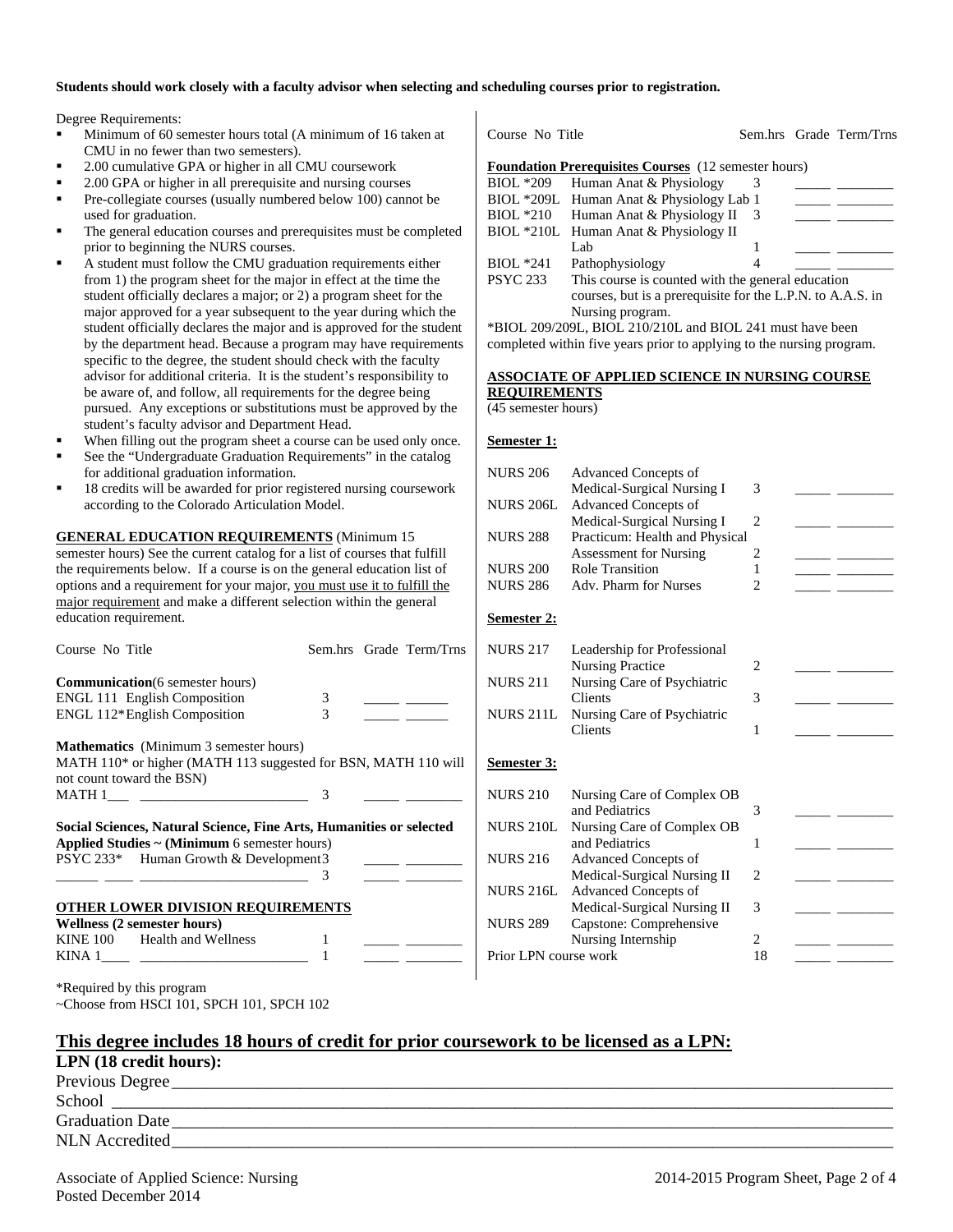**Students should work closely with a faculty advisor when selecting and scheduling courses prior to registration.**

Degree Requirements:

- Minimum of 60 semester hours total (A minimum of 16 taken at CMU in no fewer than two semesters).
- 2.00 cumulative GPA or higher in all CMU coursework
- 2.00 GPA or higher in all prerequisite and nursing courses
- Pre-collegiate courses (usually numbered below 100) cannot be used for graduation.
- The general education courses and prerequisites must be completed prior to beginning the NURS courses.
- A student must follow the CMU graduation requirements either from 1) the program sheet for the major in effect at the time the student officially declares a major; or 2) a program sheet for the major approved for a year subsequent to the year during which the student officially declares the major and is approved for the student by the department head. Because a program may have requirements specific to the degree, the student should check with the faculty advisor for additional criteria. It is the student's responsibility to be aware of, and follow, all requirements for the degree being pursued. Any exceptions or substitutions must be approved by the student's faculty advisor and Department Head.
- When filling out the program sheet a course can be used only once.
- See the "Undergraduate Graduation Requirements" in the catalog for additional graduation information.
- 18 credits will be awarded for prior registered nursing coursework according to the Colorado Articulation Model.

**GENERAL EDUCATION REQUIREMENTS** (Minimum 15 semester hours) See the current catalog for a list of courses that fulfill the requirements below. If a course is on the general education list of options and a requirement for your major, you must use it to fulfill the major requirement and make a different selection within the general education requirement.

| Course No | Title | Sem.hrs | Grade | Term/Trns |
|---|---|---|---|---|
| **Communication** (6 semester hours) | | | | |
| ENGL 111 | English Composition | 3 | _____ | ______ |
| ENGL 112* | English Composition | 3 | _____ | ______ |
| **Mathematics** (Minimum 3 semester hours) MATH 110* or higher (MATH 113 suggested for BSN, MATH 110 will not count toward the BSN) | | | | |
| MATH 1___ | ________________________ | 3 | _____ | ________ |
| **Social Sciences, Natural Science, Fine Arts, Humanities or selected Applied Studies ~ (Minimum** 6 semester hours) | | | | |
| PSYC 233* | Human Growth & Development | 3 | _____ | ________ |
| ______ ____ | ________________________ | 3 | _____ | ________ |

**OTHER LOWER DIVISION REQUIREMENTS**

| Course No | Title | Sem.hrs | Grade | Term/Trns |
|---|---|---|---|---|
| **Wellness (2 semester hours)** | | | | |
| KINE 100 | Health and Wellness | 1 | _____ | ________ |
| KINA 1____ | ________________________ | 1 | _____ | ________ |

*Required by this program
~Choose from HSCI 101, SPCH 101, SPCH 102

**Foundation Prerequisites Courses** (12 semester hours)

| Course No | Title | Sem.hrs | Grade | Term/Trns |
|---|---|---|---|---|
| BIOL *209 | Human Anat & Physiology | 3 | _____ | ________ |
| BIOL *209L | Human Anat & Physiology Lab | 1 | _____ | ________ |
| BIOL *210 | Human Anat & Physiology II | 3 | _____ | ________ |
| BIOL *210L | Human Anat & Physiology II Lab | 1 | _____ | ________ |
| BIOL *241 | Pathophysiology | 4 | _____ | ________ |
| PSYC 233 | This course is counted with the general education courses, but is a prerequisite for the L.P.N. to A.A.S. in Nursing program. | | | |

*BIOL 209/209L, BIOL 210/210L and BIOL 241 must have been completed within five years prior to applying to the nursing program.

**ASSOCIATE OF APPLIED SCIENCE IN NURSING COURSE REQUIREMENTS**
(45 semester hours)

| Course No | Title | Sem.hrs | Grade | Term/Trns |
|---|---|---|---|---|
| **Semester 1:** | | | | |
| NURS 206 | Advanced Concepts of Medical-Surgical Nursing I | 3 | _____ | ________ |
| NURS 206L | Advanced Concepts of Medical-Surgical Nursing I | 2 | _____ | ________ |
| NURS 288 | Practicum: Health and Physical Assessment for Nursing | 2 | _____ | ________ |
| NURS 200 | Role Transition | 1 | _____ | ________ |
| NURS 286 | Adv. Pharm for Nurses | 2 | _____ | ________ |
| **Semester 2:** | | | | |
| NURS 217 | Leadership for Professional Nursing Practice | 2 | _____ | ________ |
| NURS 211 | Nursing Care of Psychiatric Clients | 3 | _____ | ________ |
| NURS 211L | Nursing Care of Psychiatric Clients | 1 | _____ | ________ |
| **Semester 3:** | | | | |
| NURS 210 | Nursing Care of Complex OB and Pediatrics | 3 | _____ | ________ |
| NURS 210L | Nursing Care of Complex OB and Pediatrics | 1 | _____ | ________ |
| NURS 216 | Advanced Concepts of Medical-Surgical Nursing II | 2 | _____ | ________ |
| NURS 216L | Advanced Concepts of Medical-Surgical Nursing II | 3 | _____ | ________ |
| NURS 289 | Capstone: Comprehensive Nursing Internship | 2 | _____ | ________ |
| Prior LPN course work | | 18 | _____ | ________ |

## This degree includes 18 hours of credit for prior coursework to be licensed as a LPN:

**LPN (18 credit hours):**

Previous Degree______________________________________________

School ______________________________________________________

Graduation Date______________________________________________

NLN Accredited_______________________________________________

Associate of Applied Science: Nursing
Posted December 2014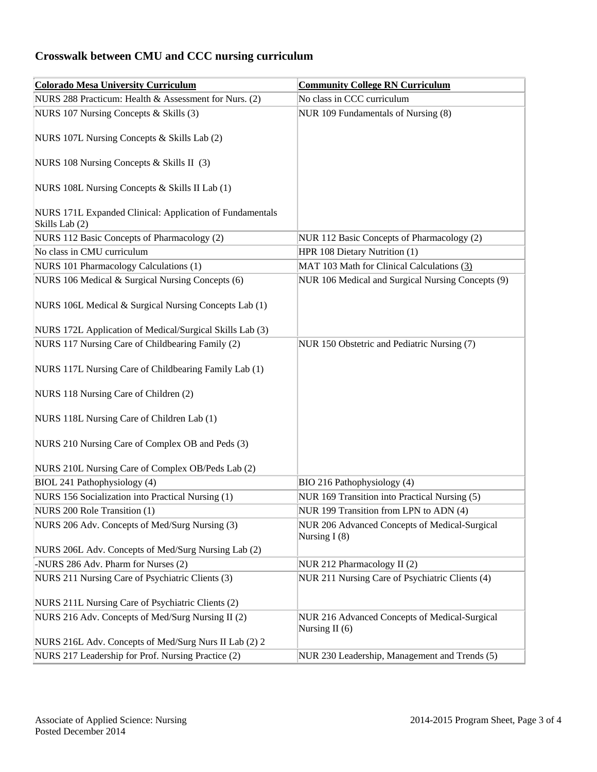## Crosswalk between CMU and CCC nursing curriculum

| Colorado Mesa University Curriculum | Community College RN Curriculum |
| --- | --- |
| NURS 288 Practicum: Health & Assessment for Nurs. (2) | No class in CCC curriculum |
| NURS 107 Nursing Concepts & Skills (3)<br><br>NURS 107L Nursing Concepts & Skills Lab (2)<br><br>NURS 108 Nursing Concepts & Skills II (3)<br><br>NURS 108L Nursing Concepts & Skills II Lab (1)<br><br>NURS 171L Expanded Clinical: Application of Fundamentals Skills Lab (2) | NUR 109 Fundamentals of Nursing (8) |
| NURS 112 Basic Concepts of Pharmacology (2) | NUR 112 Basic Concepts of Pharmacology (2) |
| No class in CMU curriculum | HPR 108 Dietary Nutrition (1) |
| NURS 101 Pharmacology Calculations (1) | MAT 103 Math for Clinical Calculations (3) |
| NURS 106 Medical & Surgical Nursing Concepts (6)<br><br>NURS 106L Medical & Surgical Nursing Concepts Lab (1)<br><br>NURS 172L Application of Medical/Surgical Skills Lab (3) | NUR 106 Medical and Surgical Nursing Concepts (9) |
| NURS 117 Nursing Care of Childbearing Family (2)<br><br>NURS 117L Nursing Care of Childbearing Family Lab (1)<br><br>NURS 118 Nursing Care of Children (2)<br><br>NURS 118L Nursing Care of Children Lab (1)<br><br>NURS 210 Nursing Care of Complex OB and Peds (3)<br><br>NURS 210L Nursing Care of Complex OB/Peds Lab (2) | NUR 150 Obstetric and Pediatric Nursing (7) |
| BIOL 241 Pathophysiology (4) | BIO 216 Pathophysiology (4) |
| NURS 156 Socialization into Practical Nursing (1) | NUR 169 Transition into Practical Nursing (5) |
| NURS 200 Role Transition (1) | NUR 199 Transition from LPN to ADN (4) |
| NURS 206 Adv. Concepts of Med/Surg Nursing (3)<br><br>NURS 206L Adv. Concepts of Med/Surg Nursing Lab (2) | NUR 206 Advanced Concepts of Medical-Surgical Nursing I (8) |
| -NURS 286 Adv. Pharm for Nurses (2) | NUR 212 Pharmacology II (2) |
| NURS 211 Nursing Care of Psychiatric Clients (3)<br><br>NURS 211L Nursing Care of Psychiatric Clients (2) | NUR 211 Nursing Care of Psychiatric Clients (4) |
| NURS 216 Adv. Concepts of Med/Surg Nursing II (2)<br><br>NURS 216L Adv. Concepts of Med/Surg Nurs II Lab (2) 2 | NUR 216 Advanced Concepts of Medical-Surgical Nursing II (6) |
| NURS 217 Leadership for Prof. Nursing Practice (2) | NUR 230 Leadership, Management and Trends (5) |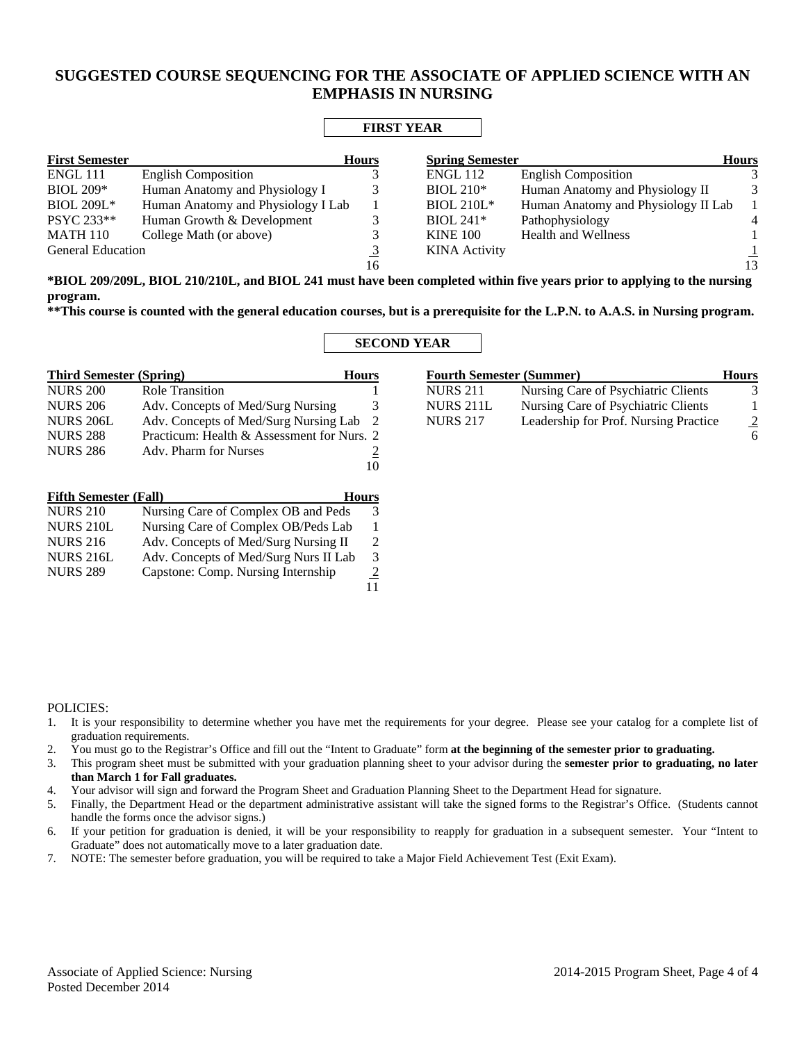# SUGGESTED COURSE SEQUENCING FOR THE ASSOCIATE OF APPLIED SCIENCE WITH AN EMPHASIS IN NURSING

## FIRST YEAR

| First Semester | | Hours |
|---|---|---|
| ENGL 111 | English Composition | 3 |
| BIOL 209* | Human Anatomy and Physiology I | 3 |
| BIOL 209L* | Human Anatomy and Physiology I Lab | 1 |
| PSYC 233** | Human Growth & Development | 3 |
| MATH 110 | College Math (or above) | 3 |
| General Education | | 3 |
| | | 16 |

| Spring Semester | | Hours |
|---|---|---|
| ENGL 112 | English Composition | 3 |
| BIOL 210* | Human Anatomy and Physiology II | 3 |
| BIOL 210L* | Human Anatomy and Physiology II Lab | 1 |
| BIOL 241* | Pathophysiology | 4 |
| KINE 100 | Health and Wellness | 1 |
| KINA Activity | | 1 |
| | | 13 |

**\*BIOL 209/209L, BIOL 210/210L, and BIOL 241 must have been completed within five years prior to applying to the nursing program.**

**\*\*This course is counted with the general education courses, but is a prerequisite for the L.P.N. to A.A.S. in Nursing program.**

## SECOND YEAR

| Third Semester (Spring) | | Hours |
|---|---|---|
| NURS 200 | Role Transition | 1 |
| NURS 206 | Adv. Concepts of Med/Surg Nursing | 3 |
| NURS 206L | Adv. Concepts of Med/Surg Nursing Lab | 2 |
| NURS 288 | Practicum: Health & Assessment for Nurs. | 2 |
| NURS 286 | Adv. Pharm for Nurses | 2 |
| | | 10 |

| Fourth Semester (Summer) | | Hours |
|---|---|---|
| NURS 211 | Nursing Care of Psychiatric Clients | 3 |
| NURS 211L | Nursing Care of Psychiatric Clients | 1 |
| NURS 217 | Leadership for Prof. Nursing Practice | 2 |
| | | 6 |

| Fifth Semester (Fall) | | Hours |
|---|---|---|
| NURS 210 | Nursing Care of Complex OB and Peds | 3 |
| NURS 210L | Nursing Care of Complex OB/Peds Lab | 1 |
| NURS 216 | Adv. Concepts of Med/Surg Nursing II | 2 |
| NURS 216L | Adv. Concepts of Med/Surg Nurs II Lab | 3 |
| NURS 289 | Capstone: Comp. Nursing Internship | 2 |
| | | 11 |

POLICIES:

1. It is your responsibility to determine whether you have met the requirements for your degree. Please see your catalog for a complete list of graduation requirements.
2. You must go to the Registrar's Office and fill out the "Intent to Graduate" form **at the beginning of the semester prior to graduating.**
3. This program sheet must be submitted with your graduation planning sheet to your advisor during the **semester prior to graduating, no later than March 1 for Fall graduates.**
4. Your advisor will sign and forward the Program Sheet and Graduation Planning Sheet to the Department Head for signature.
5. Finally, the Department Head or the department administrative assistant will take the signed forms to the Registrar's Office. (Students cannot handle the forms once the advisor signs.)
6. If your petition for graduation is denied, it will be your responsibility to reapply for graduation in a subsequent semester. Your "Intent to Graduate" does not automatically move to a later graduation date.
7. NOTE: The semester before graduation, you will be required to take a Major Field Achievement Test (Exit Exam).

Associate of Applied Science: Nursing
Posted December 2014